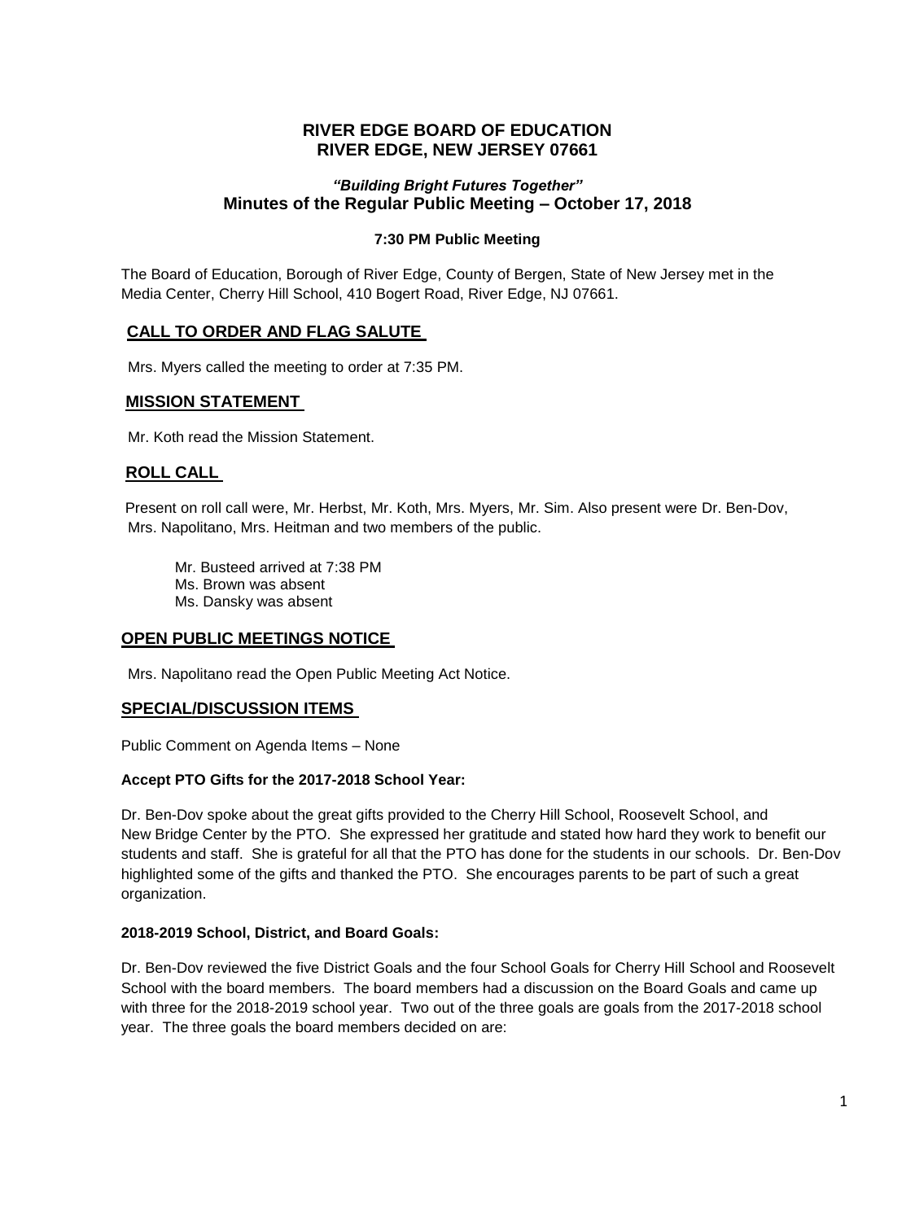# RIVER EDGE BOARD OF EDUCATION
# RIVER EDGE, NEW JERSEY 07661

### *"Building Bright Futures Together"*
### Minutes of the Regular Public Meeting – October 17, 2018

**7:30 PM Public Meeting**

The Board of Education, Borough of River Edge, County of Bergen, State of New Jersey met in the Media Center, Cherry Hill School, 410 Bogert Road, River Edge, NJ 07661.

## CALL TO ORDER AND FLAG SALUTE

Mrs. Myers called the meeting to order at 7:35 PM.

## MISSION STATEMENT

Mr. Koth read the Mission Statement.

## ROLL CALL

Present on roll call were, Mr. Herbst, Mr. Koth, Mrs. Myers, Mr. Sim. Also present were Dr. Ben-Dov, Mrs. Napolitano, Mrs. Heitman and two members of the public.

Mr. Busteed arrived at 7:38 PM
Ms. Brown was absent
Ms. Dansky was absent

## OPEN PUBLIC MEETINGS NOTICE

Mrs. Napolitano read the Open Public Meeting Act Notice.

## SPECIAL/DISCUSSION ITEMS

Public Comment on Agenda Items – None

**Accept PTO Gifts for the 2017-2018 School Year:**

Dr. Ben-Dov spoke about the great gifts provided to the Cherry Hill School, Roosevelt School, and New Bridge Center by the PTO. She expressed her gratitude and stated how hard they work to benefit our students and staff. She is grateful for all that the PTO has done for the students in our schools. Dr. Ben-Dov highlighted some of the gifts and thanked the PTO. She encourages parents to be part of such a great organization.

**2018-2019 School, District, and Board Goals:**

Dr. Ben-Dov reviewed the five District Goals and the four School Goals for Cherry Hill School and Roosevelt School with the board members. The board members had a discussion on the Board Goals and came up with three for the 2018-2019 school year. Two out of the three goals are goals from the 2017-2018 school year. The three goals the board members decided on are: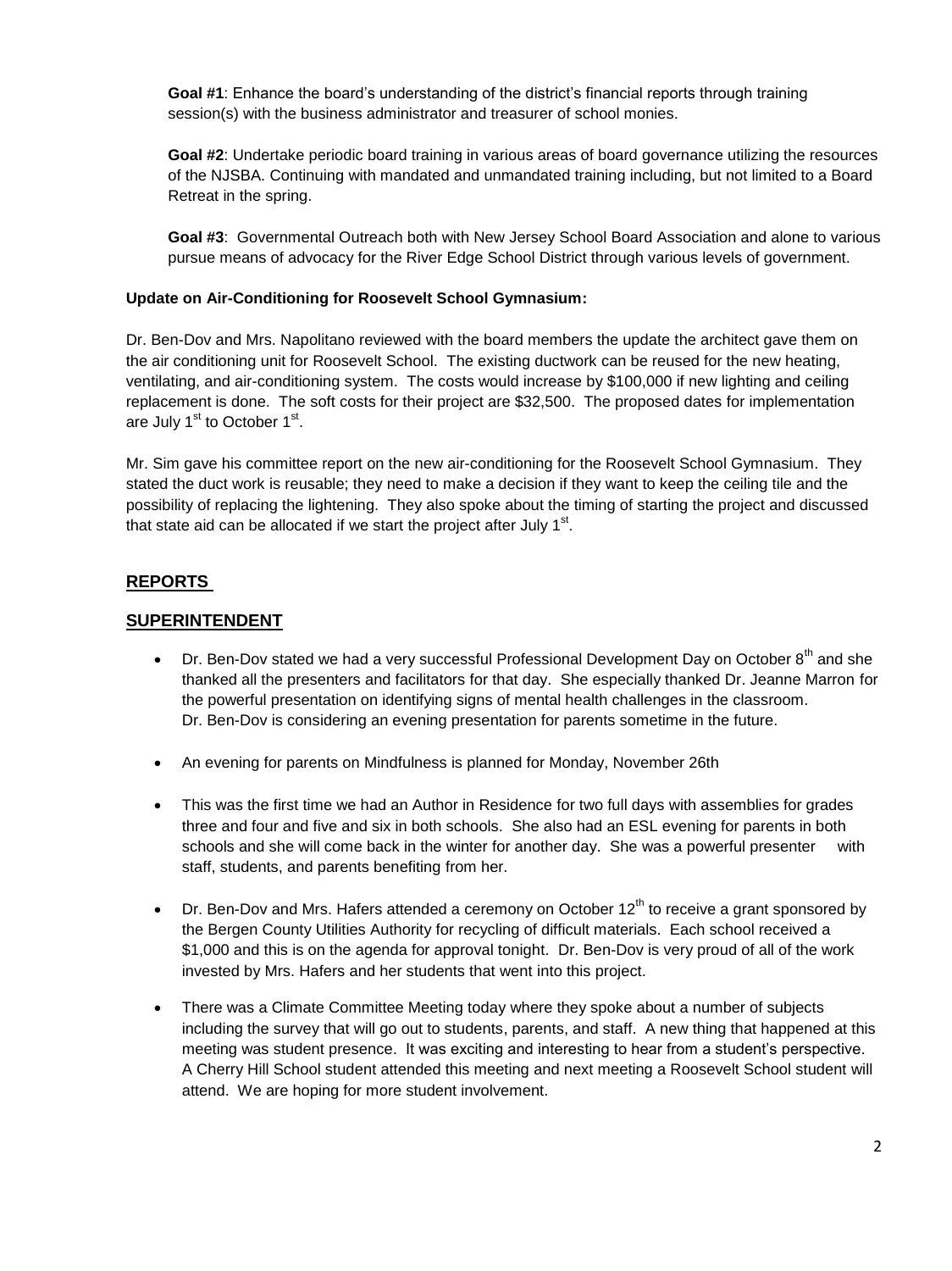**Goal #1**: Enhance the board's understanding of the district's financial reports through training session(s) with the business administrator and treasurer of school monies.

**Goal #2**: Undertake periodic board training in various areas of board governance utilizing the resources of the NJSBA. Continuing with mandated and unmandated training including, but not limited to a Board Retreat in the spring.

**Goal #3**: Governmental Outreach both with New Jersey School Board Association and alone to various pursue means of advocacy for the River Edge School District through various levels of government.

**Update on Air-Conditioning for Roosevelt School Gymnasium:**

Dr. Ben-Dov and Mrs. Napolitano reviewed with the board members the update the architect gave them on the air conditioning unit for Roosevelt School. The existing ductwork can be reused for the new heating, ventilating, and air-conditioning system. The costs would increase by $100,000 if new lighting and ceiling replacement is done. The soft costs for their project are $32,500. The proposed dates for implementation are July 1st to October 1st.

Mr. Sim gave his committee report on the new air-conditioning for the Roosevelt School Gymnasium. They stated the duct work is reusable; they need to make a decision if they want to keep the ceiling tile and the possibility of replacing the lightening. They also spoke about the timing of starting the project and discussed that state aid can be allocated if we start the project after July 1st.

## REPORTS

## SUPERINTENDENT

- Dr. Ben-Dov stated we had a very successful Professional Development Day on October 8th and she thanked all the presenters and facilitators for that day. She especially thanked Dr. Jeanne Marron for the powerful presentation on identifying signs of mental health challenges in the classroom. Dr. Ben-Dov is considering an evening presentation for parents sometime in the future.

- An evening for parents on Mindfulness is planned for Monday, November 26th

- This was the first time we had an Author in Residence for two full days with assemblies for grades three and four and five and six in both schools. She also had an ESL evening for parents in both schools and she will come back in the winter for another day. She was a powerful presenter with staff, students, and parents benefiting from her.

- Dr. Ben-Dov and Mrs. Hafers attended a ceremony on October 12th to receive a grant sponsored by the Bergen County Utilities Authority for recycling of difficult materials. Each school received a $1,000 and this is on the agenda for approval tonight. Dr. Ben-Dov is very proud of all of the work invested by Mrs. Hafers and her students that went into this project.

- There was a Climate Committee Meeting today where they spoke about a number of subjects including the survey that will go out to students, parents, and staff. A new thing that happened at this meeting was student presence. It was exciting and interesting to hear from a student's perspective. A Cherry Hill School student attended this meeting and next meeting a Roosevelt School student will attend. We are hoping for more student involvement.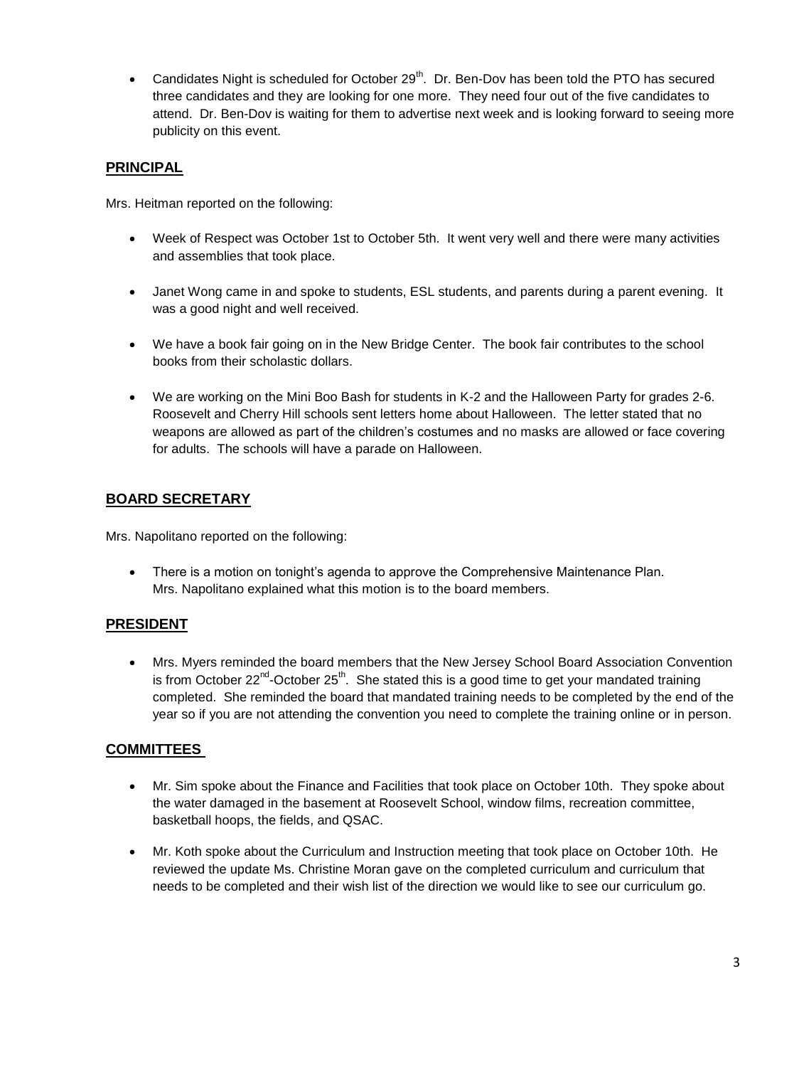- Candidates Night is scheduled for October 29th. Dr. Ben-Dov has been told the PTO has secured three candidates and they are looking for one more. They need four out of the five candidates to attend. Dr. Ben-Dov is waiting for them to advertise next week and is looking forward to seeing more publicity on this event.

## PRINCIPAL

Mrs. Heitman reported on the following:

- Week of Respect was October 1st to October 5th. It went very well and there were many activities and assemblies that took place.
- Janet Wong came in and spoke to students, ESL students, and parents during a parent evening. It was a good night and well received.
- We have a book fair going on in the New Bridge Center. The book fair contributes to the school books from their scholastic dollars.
- We are working on the Mini Boo Bash for students in K-2 and the Halloween Party for grades 2-6. Roosevelt and Cherry Hill schools sent letters home about Halloween. The letter stated that no weapons are allowed as part of the children's costumes and no masks are allowed or face covering for adults. The schools will have a parade on Halloween.

## BOARD SECRETARY

Mrs. Napolitano reported on the following:

- There is a motion on tonight's agenda to approve the Comprehensive Maintenance Plan. Mrs. Napolitano explained what this motion is to the board members.

## PRESIDENT

- Mrs. Myers reminded the board members that the New Jersey School Board Association Convention is from October 22nd-October 25th. She stated this is a good time to get your mandated training completed. She reminded the board that mandated training needs to be completed by the end of the year so if you are not attending the convention you need to complete the training online or in person.

## COMMITTEES

- Mr. Sim spoke about the Finance and Facilities that took place on October 10th. They spoke about the water damaged in the basement at Roosevelt School, window films, recreation committee, basketball hoops, the fields, and QSAC.
- Mr. Koth spoke about the Curriculum and Instruction meeting that took place on October 10th. He reviewed the update Ms. Christine Moran gave on the completed curriculum and curriculum that needs to be completed and their wish list of the direction we would like to see our curriculum go.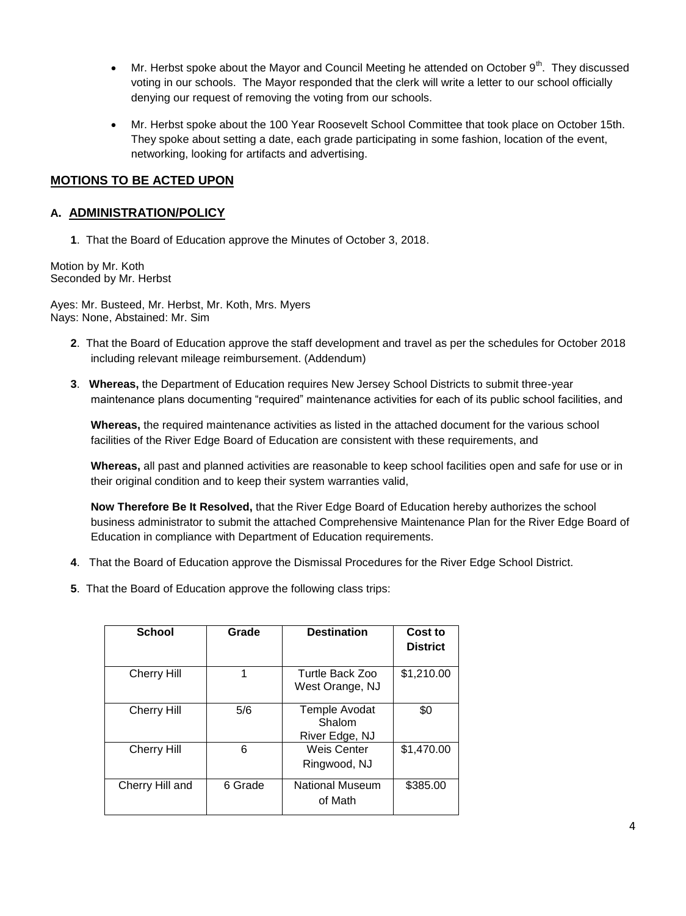- Mr. Herbst spoke about the Mayor and Council Meeting he attended on October 9th. They discussed voting in our schools. The Mayor responded that the clerk will write a letter to our school officially denying our request of removing the voting from our schools.
- Mr. Herbst spoke about the 100 Year Roosevelt School Committee that took place on October 15th. They spoke about setting a date, each grade participating in some fashion, location of the event, networking, looking for artifacts and advertising.

## MOTIONS TO BE ACTED UPON

### A. ADMINISTRATION/POLICY

**1**. That the Board of Education approve the Minutes of October 3, 2018.

Motion by Mr. Koth
Seconded by Mr. Herbst

Ayes: Mr. Busteed, Mr. Herbst, Mr. Koth, Mrs. Myers
Nays: None, Abstained: Mr. Sim

**2**. That the Board of Education approve the staff development and travel as per the schedules for October 2018 including relevant mileage reimbursement. (Addendum)

**3**. **Whereas,** the Department of Education requires New Jersey School Districts to submit three-year maintenance plans documenting "required" maintenance activities for each of its public school facilities, and

**Whereas,** the required maintenance activities as listed in the attached document for the various school facilities of the River Edge Board of Education are consistent with these requirements, and

**Whereas,** all past and planned activities are reasonable to keep school facilities open and safe for use or in their original condition and to keep their system warranties valid,

**Now Therefore Be It Resolved,** that the River Edge Board of Education hereby authorizes the school business administrator to submit the attached Comprehensive Maintenance Plan for the River Edge Board of Education in compliance with Department of Education requirements.

**4**. That the Board of Education approve the Dismissal Procedures for the River Edge School District.

**5**. That the Board of Education approve the following class trips:

| School | Grade | Destination | Cost to District |
|---|---|---|---|
| Cherry Hill | 1 | Turtle Back Zoo West Orange, NJ | $1,210.00 |
| Cherry Hill | 5/6 | Temple Avodat Shalom River Edge, NJ | $0 |
| Cherry Hill | 6 | Weis Center Ringwood, NJ | $1,470.00 |
| Cherry Hill and | 6 Grade | National Museum of Math | $385.00 |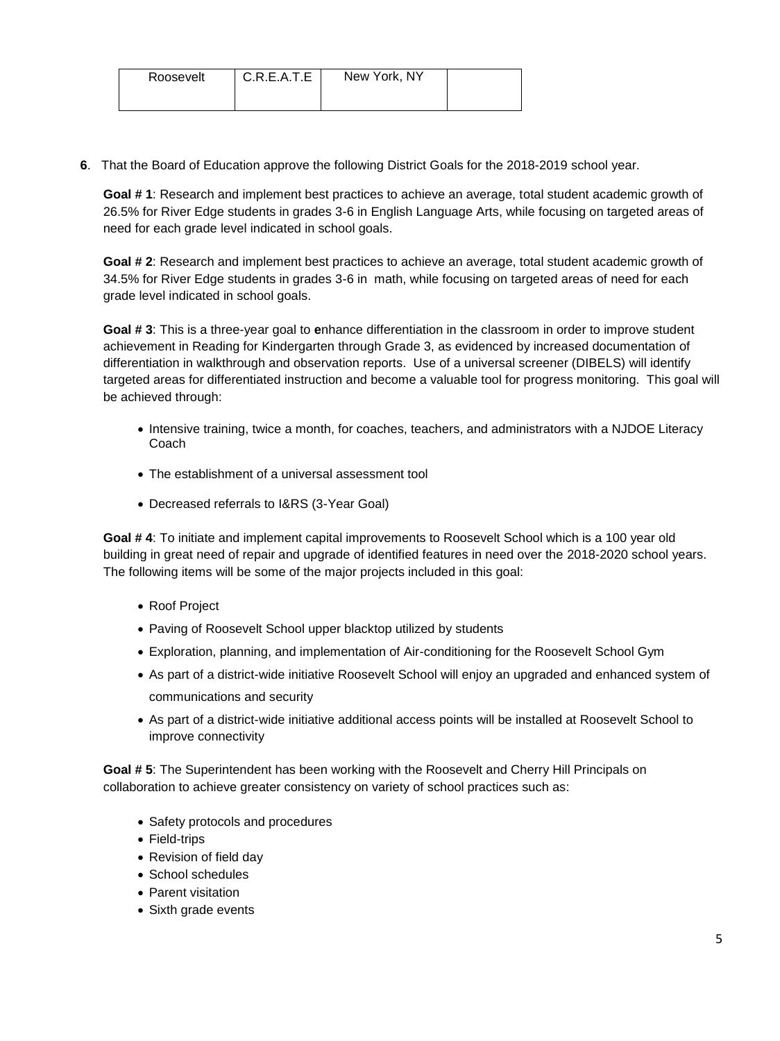| Roosevelt | C.R.E.A.T.E | New York, NY | |
|---|---|---|---|

**6**. That the Board of Education approve the following District Goals for the 2018-2019 school year.

**Goal # 1**: Research and implement best practices to achieve an average, total student academic growth of 26.5% for River Edge students in grades 3-6 in English Language Arts, while focusing on targeted areas of need for each grade level indicated in school goals.

**Goal # 2**: Research and implement best practices to achieve an average, total student academic growth of 34.5% for River Edge students in grades 3-6 in math, while focusing on targeted areas of need for each grade level indicated in school goals.

**Goal # 3**: This is a three-year goal to **e**nhance differentiation in the classroom in order to improve student achievement in Reading for Kindergarten through Grade 3, as evidenced by increased documentation of differentiation in walkthrough and observation reports. Use of a universal screener (DIBELS) will identify targeted areas for differentiated instruction and become a valuable tool for progress monitoring. This goal will be achieved through:

- Intensive training, twice a month, for coaches, teachers, and administrators with a NJDOE Literacy Coach
- The establishment of a universal assessment tool
- Decreased referrals to I&RS (3-Year Goal)

**Goal # 4**: To initiate and implement capital improvements to Roosevelt School which is a 100 year old building in great need of repair and upgrade of identified features in need over the 2018-2020 school years. The following items will be some of the major projects included in this goal:

- Roof Project
- Paving of Roosevelt School upper blacktop utilized by students
- Exploration, planning, and implementation of Air-conditioning for the Roosevelt School Gym
- As part of a district-wide initiative Roosevelt School will enjoy an upgraded and enhanced system of communications and security
- As part of a district-wide initiative additional access points will be installed at Roosevelt School to improve connectivity

**Goal # 5**: The Superintendent has been working with the Roosevelt and Cherry Hill Principals on collaboration to achieve greater consistency on variety of school practices such as:

- Safety protocols and procedures
- Field-trips
- Revision of field day
- School schedules
- Parent visitation
- Sixth grade events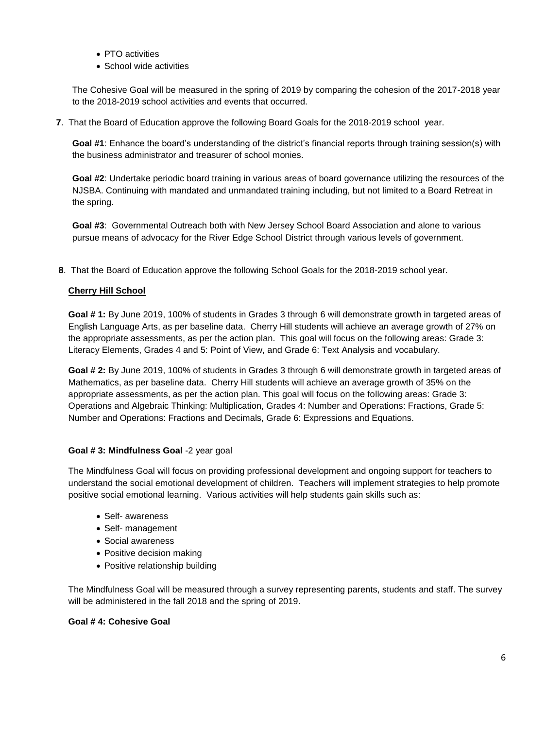- PTO activities
- School wide activities

The Cohesive Goal will be measured in the spring of 2019 by comparing the cohesion of the 2017-2018 year to the 2018-2019 school activities and events that occurred.

**7**. That the Board of Education approve the following Board Goals for the 2018-2019 school year.

**Goal #1**: Enhance the board's understanding of the district's financial reports through training session(s) with the business administrator and treasurer of school monies.

**Goal #2**: Undertake periodic board training in various areas of board governance utilizing the resources of the NJSBA. Continuing with mandated and unmandated training including, but not limited to a Board Retreat in the spring.

**Goal #3**: Governmental Outreach both with New Jersey School Board Association and alone to various pursue means of advocacy for the River Edge School District through various levels of government.

**8**. That the Board of Education approve the following School Goals for the 2018-2019 school year.

**Cherry Hill School**

**Goal # 1:** By June 2019, 100% of students in Grades 3 through 6 will demonstrate growth in targeted areas of English Language Arts, as per baseline data. Cherry Hill students will achieve an average growth of 27% on the appropriate assessments, as per the action plan. This goal will focus on the following areas: Grade 3: Literacy Elements, Grades 4 and 5: Point of View, and Grade 6: Text Analysis and vocabulary.

**Goal # 2:** By June 2019, 100% of students in Grades 3 through 6 will demonstrate growth in targeted areas of Mathematics, as per baseline data. Cherry Hill students will achieve an average growth of 35% on the appropriate assessments, as per the action plan. This goal will focus on the following areas: Grade 3: Operations and Algebraic Thinking: Multiplication, Grades 4: Number and Operations: Fractions, Grade 5: Number and Operations: Fractions and Decimals, Grade 6: Expressions and Equations.

**Goal # 3: Mindfulness Goal** -2 year goal

The Mindfulness Goal will focus on providing professional development and ongoing support for teachers to understand the social emotional development of children. Teachers will implement strategies to help promote positive social emotional learning. Various activities will help students gain skills such as:

- Self- awareness
- Self- management
- Social awareness
- Positive decision making
- Positive relationship building

The Mindfulness Goal will be measured through a survey representing parents, students and staff. The survey will be administered in the fall 2018 and the spring of 2019.

**Goal # 4: Cohesive Goal**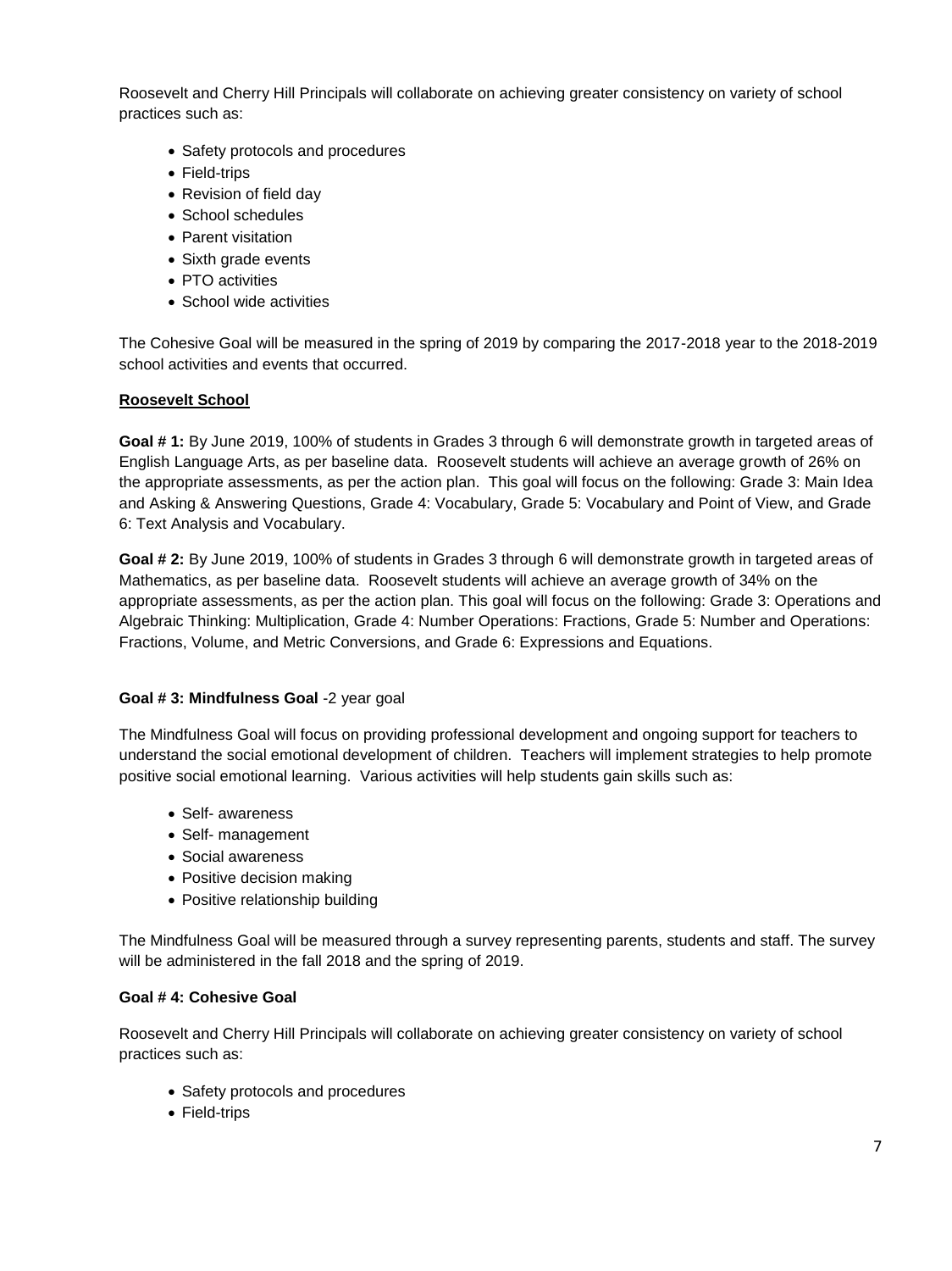Roosevelt and Cherry Hill Principals will collaborate on achieving greater consistency on variety of school practices such as:

- Safety protocols and procedures
- Field-trips
- Revision of field day
- School schedules
- Parent visitation
- Sixth grade events
- PTO activities
- School wide activities

The Cohesive Goal will be measured in the spring of 2019 by comparing the 2017-2018 year to the 2018-2019 school activities and events that occurred.

**Roosevelt School**

**Goal # 1:** By June 2019, 100% of students in Grades 3 through 6 will demonstrate growth in targeted areas of English Language Arts, as per baseline data. Roosevelt students will achieve an average growth of 26% on the appropriate assessments, as per the action plan. This goal will focus on the following: Grade 3: Main Idea and Asking & Answering Questions, Grade 4: Vocabulary, Grade 5: Vocabulary and Point of View, and Grade 6: Text Analysis and Vocabulary.

**Goal # 2:** By June 2019, 100% of students in Grades 3 through 6 will demonstrate growth in targeted areas of Mathematics, as per baseline data. Roosevelt students will achieve an average growth of 34% on the appropriate assessments, as per the action plan. This goal will focus on the following: Grade 3: Operations and Algebraic Thinking: Multiplication, Grade 4: Number Operations: Fractions, Grade 5: Number and Operations: Fractions, Volume, and Metric Conversions, and Grade 6: Expressions and Equations.

**Goal # 3: Mindfulness Goal** -2 year goal

The Mindfulness Goal will focus on providing professional development and ongoing support for teachers to understand the social emotional development of children. Teachers will implement strategies to help promote positive social emotional learning. Various activities will help students gain skills such as:

- Self- awareness
- Self- management
- Social awareness
- Positive decision making
- Positive relationship building

The Mindfulness Goal will be measured through a survey representing parents, students and staff. The survey will be administered in the fall 2018 and the spring of 2019.

**Goal # 4: Cohesive Goal**

Roosevelt and Cherry Hill Principals will collaborate on achieving greater consistency on variety of school practices such as:

- Safety protocols and procedures
- Field-trips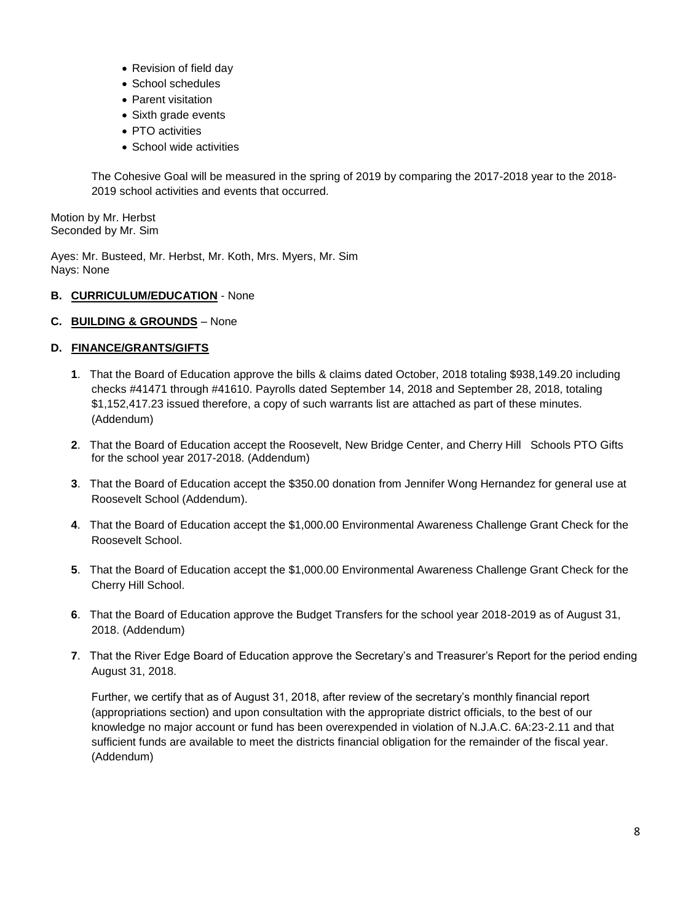- Revision of field day
- School schedules
- Parent visitation
- Sixth grade events
- PTO activities
- School wide activities

The Cohesive Goal will be measured in the spring of 2019 by comparing the 2017-2018 year to the 2018-2019 school activities and events that occurred.

Motion by Mr. Herbst
Seconded by Mr. Sim

Ayes: Mr. Busteed, Mr. Herbst, Mr. Koth, Mrs. Myers, Mr. Sim
Nays: None

**B. CURRICULUM/EDUCATION** - None

**C. BUILDING & GROUNDS** – None

**D. FINANCE/GRANTS/GIFTS**

**1**. That the Board of Education approve the bills & claims dated October, 2018 totaling $938,149.20 including checks #41471 through #41610. Payrolls dated September 14, 2018 and September 28, 2018, totaling $1,152,417.23 issued therefore, a copy of such warrants list are attached as part of these minutes. (Addendum)

**2**. That the Board of Education accept the Roosevelt, New Bridge Center, and Cherry Hill Schools PTO Gifts for the school year 2017-2018. (Addendum)

**3**. That the Board of Education accept the $350.00 donation from Jennifer Wong Hernandez for general use at Roosevelt School (Addendum).

**4**. That the Board of Education accept the $1,000.00 Environmental Awareness Challenge Grant Check for the Roosevelt School.

**5**. That the Board of Education accept the $1,000.00 Environmental Awareness Challenge Grant Check for the Cherry Hill School.

**6**. That the Board of Education approve the Budget Transfers for the school year 2018-2019 as of August 31, 2018. (Addendum)

**7**. That the River Edge Board of Education approve the Secretary's and Treasurer's Report for the period ending August 31, 2018.

Further, we certify that as of August 31, 2018, after review of the secretary's monthly financial report (appropriations section) and upon consultation with the appropriate district officials, to the best of our knowledge no major account or fund has been overexpended in violation of N.J.A.C. 6A:23-2.11 and that sufficient funds are available to meet the districts financial obligation for the remainder of the fiscal year. (Addendum)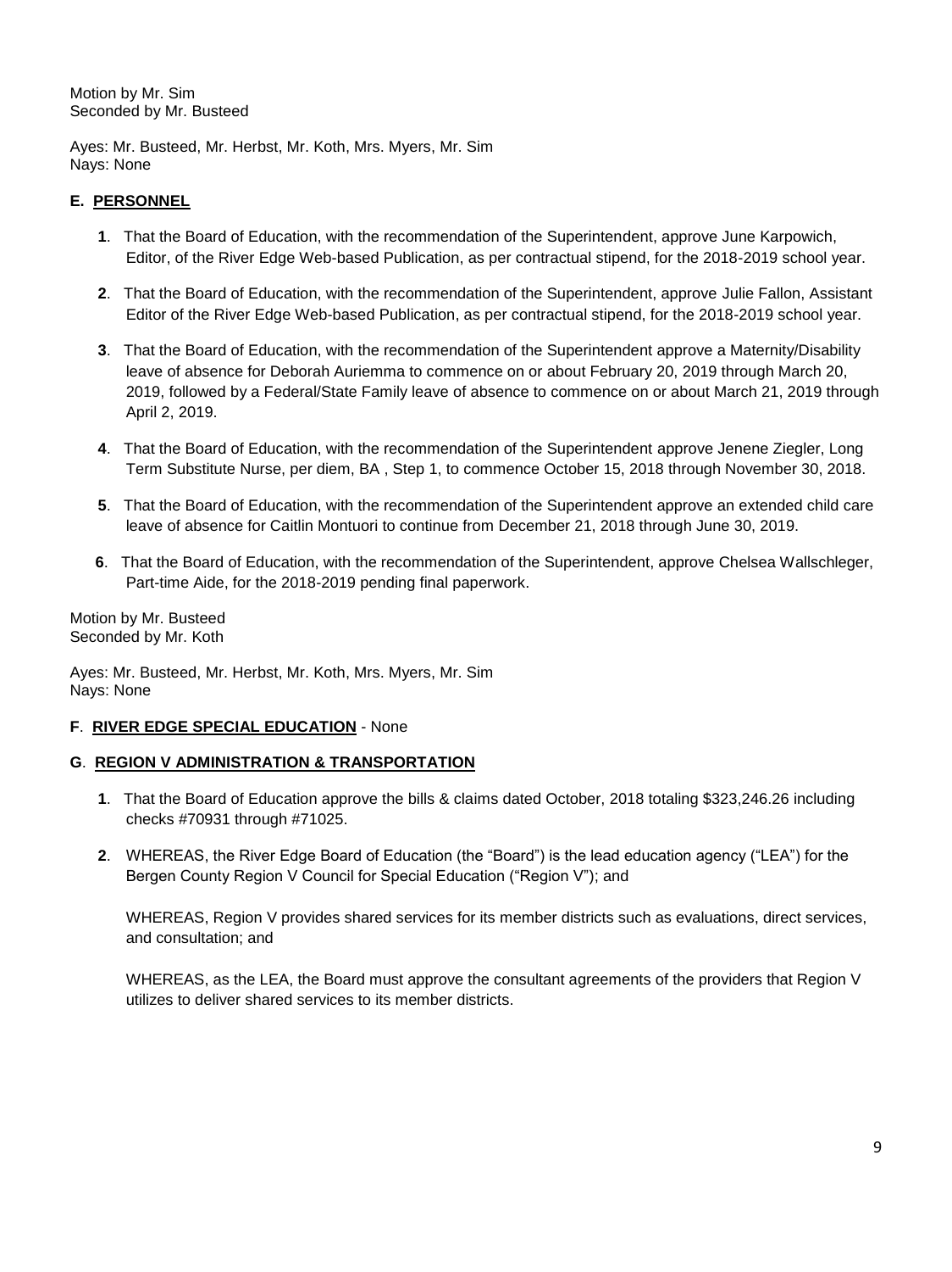Motion by Mr. Sim
Seconded by Mr. Busteed

Ayes: Mr. Busteed, Mr. Herbst, Mr. Koth, Mrs. Myers, Mr. Sim
Nays: None

**E. PERSONNEL**

**1**. That the Board of Education, with the recommendation of the Superintendent, approve June Karpowich, Editor, of the River Edge Web-based Publication, as per contractual stipend, for the 2018-2019 school year.

**2**. That the Board of Education, with the recommendation of the Superintendent, approve Julie Fallon, Assistant Editor of the River Edge Web-based Publication, as per contractual stipend, for the 2018-2019 school year.

**3**. That the Board of Education, with the recommendation of the Superintendent approve a Maternity/Disability leave of absence for Deborah Auriemma to commence on or about February 20, 2019 through March 20, 2019, followed by a Federal/State Family leave of absence to commence on or about March 21, 2019 through April 2, 2019.

**4**. That the Board of Education, with the recommendation of the Superintendent approve Jenene Ziegler, Long Term Substitute Nurse, per diem, BA , Step 1, to commence October 15, 2018 through November 30, 2018.

**5**. That the Board of Education, with the recommendation of the Superintendent approve an extended child care leave of absence for Caitlin Montuori to continue from December 21, 2018 through June 30, 2019.

**6**. That the Board of Education, with the recommendation of the Superintendent, approve Chelsea Wallschleger, Part-time Aide, for the 2018-2019 pending final paperwork.

Motion by Mr. Busteed
Seconded by Mr. Koth

Ayes: Mr. Busteed, Mr. Herbst, Mr. Koth, Mrs. Myers, Mr. Sim
Nays: None

**F**. **RIVER EDGE SPECIAL EDUCATION** - None

**G**. **REGION V ADMINISTRATION & TRANSPORTATION**

**1**. That the Board of Education approve the bills & claims dated October, 2018 totaling $323,246.26 including checks #70931 through #71025.

**2**. WHEREAS, the River Edge Board of Education (the "Board") is the lead education agency ("LEA") for the Bergen County Region V Council for Special Education ("Region V"); and

WHEREAS, Region V provides shared services for its member districts such as evaluations, direct services, and consultation; and

WHEREAS, as the LEA, the Board must approve the consultant agreements of the providers that Region V utilizes to deliver shared services to its member districts.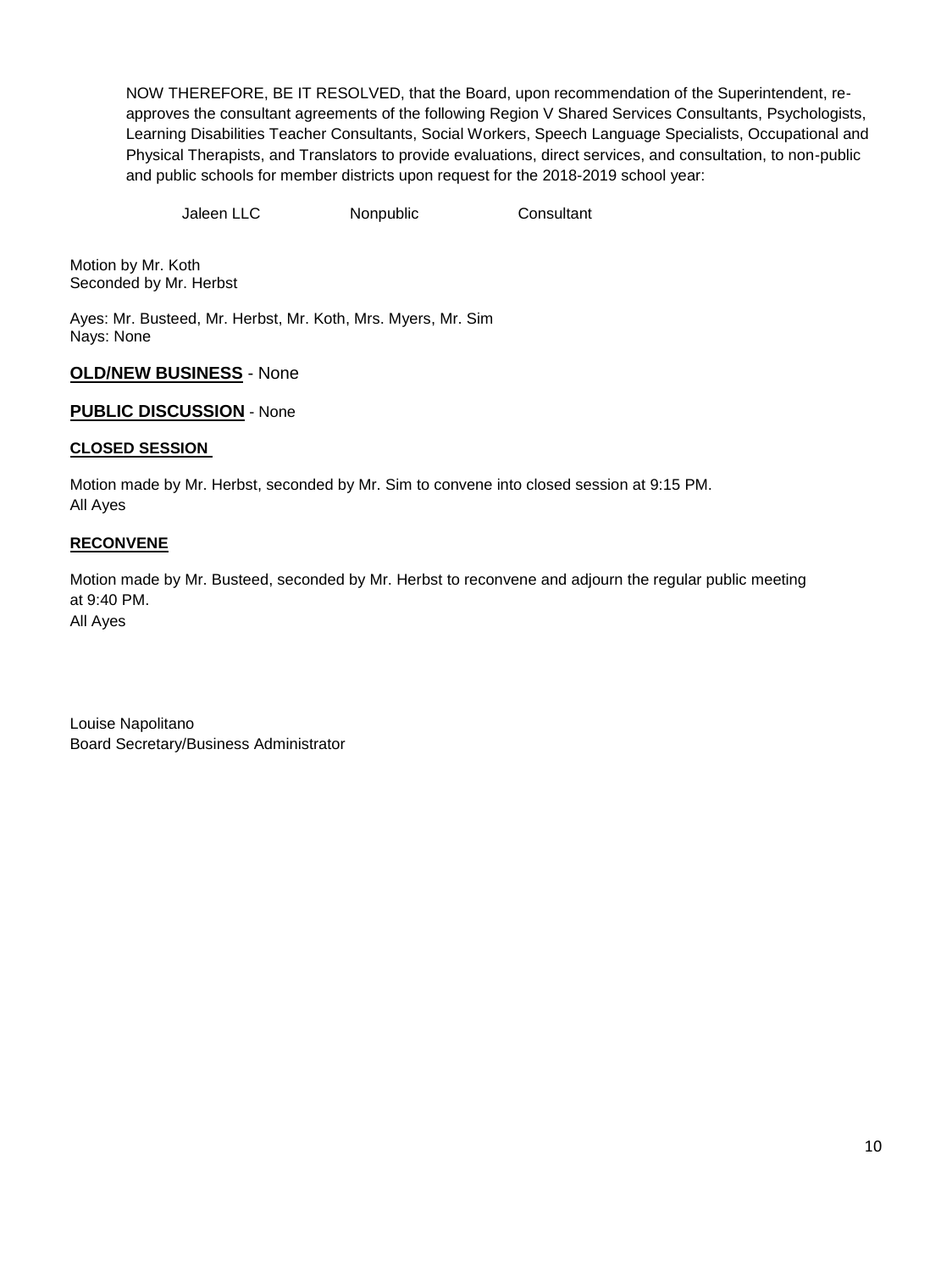NOW THEREFORE, BE IT RESOLVED, that the Board, upon recommendation of the Superintendent, re-approves the consultant agreements of the following Region V Shared Services Consultants, Psychologists, Learning Disabilities Teacher Consultants, Social Workers, Speech Language Specialists, Occupational and Physical Therapists, and Translators to provide evaluations, direct services, and consultation, to non-public and public schools for member districts upon request for the 2018-2019 school year:

| | | |
|---|---|---|
| Jaleen LLC | Nonpublic | Consultant |

Motion by Mr. Koth
Seconded by Mr. Herbst

Ayes: Mr. Busteed, Mr. Herbst, Mr. Koth, Mrs. Myers, Mr. Sim
Nays: None

**OLD/NEW BUSINESS** - None

**PUBLIC DISCUSSION** - None

**CLOSED SESSION**

Motion made by Mr. Herbst, seconded by Mr. Sim to convene into closed session at 9:15 PM.
All Ayes

**RECONVENE**

Motion made by Mr. Busteed, seconded by Mr. Herbst to reconvene and adjourn the regular public meeting at 9:40 PM.
All Ayes

Louise Napolitano
Board Secretary/Business Administrator